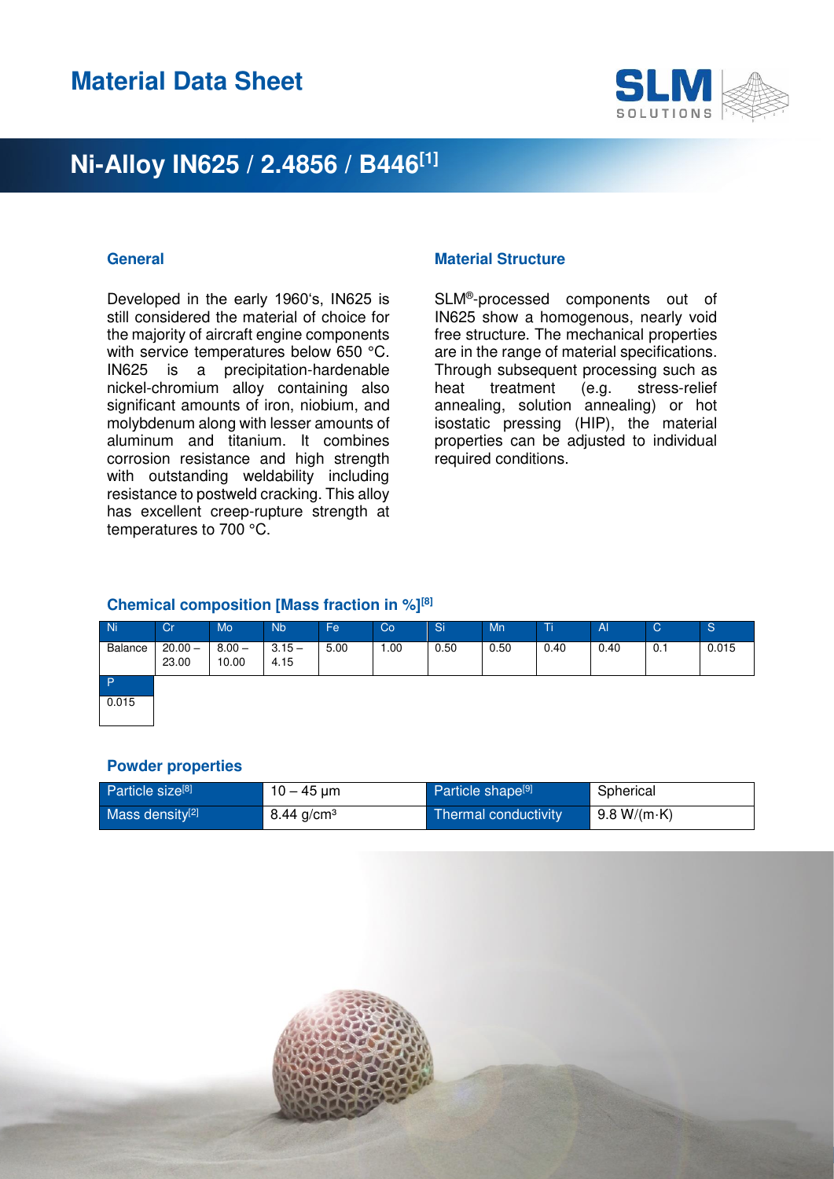# Material Data Sheet

## Ni-Alloy IN625 / 2.4856 / B446[1]

### General

Developed in the early 1960's, IN625 is still considered the material of choice for the majority of aircraft engine components with service temperatures below 650 °C. IN625 is a precipitation-hardenable nickel-chromium alloy containing also significant amounts of iron, niobium, and molybdenum along with lesser amounts of aluminum and titanium. It combines corrosion resistance and high strength with outstanding weldability including resistance to postweld cracking. This alloy has excellent creep-rupture strength at temperatures to 700 °C.

### Material Structure

SLM®-processed components out of IN625 show a homogenous, nearly void free structure. The mechanical properties are in the range of material specifications. Through subsequent processing such as heat treatment (e.g. stress-relief annealing, solution annealing) or hot isostatic pressing (HIP), the material properties can be adjusted to individual required conditions.

### Chemical composition [Mass fraction in %][8]

| Ni | Cr | Mo | Nb | Fe | Co | Si | Mn | Ti | Al | C | S | P |
|---|---|---|---|---|---|---|---|---|---|---|---|---|
| Balance | 20.00 – 23.00 | 8.00 – 10.00 | 3.15 – 4.15 | 5.00 | 1.00 | 0.50 | 0.50 | 0.40 | 0.40 | 0.1 | 0.015 | 0.015 |

### Powder properties

| Particle size[8] | 10 – 45 µm | Particle shape[9] | Spherical |
|---|---|---|---|
| Mass density[2] | 8.44 g/cm³ | Thermal conductivity | 9.8 W/(m·K) |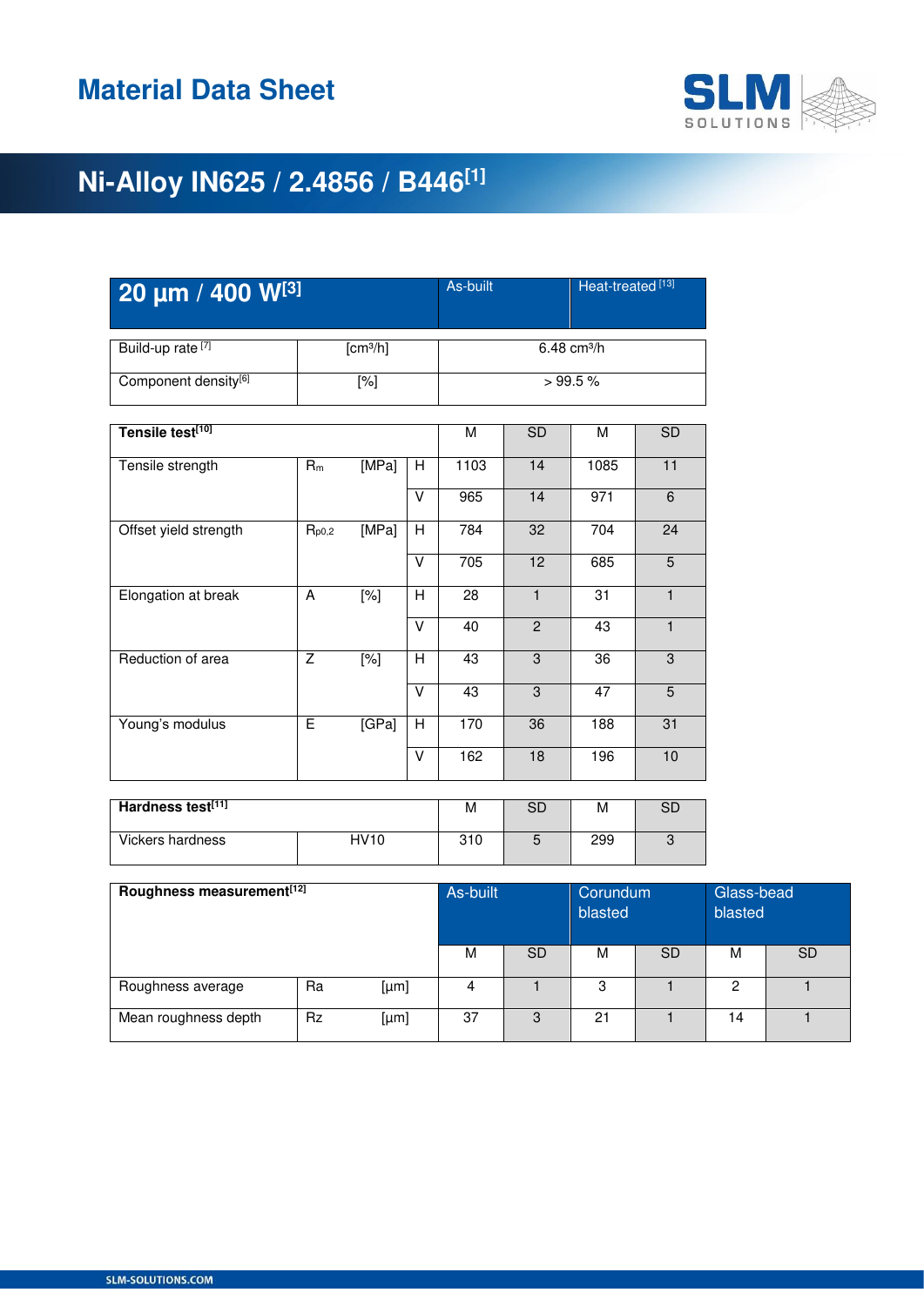# Material Data Sheet

## Ni-Alloy IN625 / 2.4856 / B446[1]

| 20 µm / 400 W[3] | | As-built | Heat-treated [13] |
|---|---|---|---|
| Build-up rate [7] | [cm³/h] | 6.48 cm³/h | |
| Component density[6] | [%] | > 99.5 % | |

| Tensile test[10] | | | | As-built M | As-built SD | Heat-treated M | Heat-treated SD |
|---|---|---|---|---|---|---|---|
| Tensile strength | $R_m$ | [MPa] | H | 1103 | 14 | 1085 | 11 |
| | | | V | 965 | 14 | 971 | 6 |
| Offset yield strength | $R_{p0,2}$ | [MPa] | H | 784 | 32 | 704 | 24 |
| | | | V | 705 | 12 | 685 | 5 |
| Elongation at break | A | [%] | H | 28 | 1 | 31 | 1 |
| | | | V | 40 | 2 | 43 | 1 |
| Reduction of area | Z | [%] | H | 43 | 3 | 36 | 3 |
| | | | V | 43 | 3 | 47 | 5 |
| Young's modulus | E | [GPa] | H | 170 | 36 | 188 | 31 |
| | | | V | 162 | 18 | 196 | 10 |

| Hardness test[11] | | As-built M | As-built SD | Heat-treated M | Heat-treated SD |
|---|---|---|---|---|---|
| Vickers hardness | HV10 | 310 | 5 | 299 | 3 |

| Roughness measurement[12] | | | As-built | | Corundum blasted | | Glass-bead blasted | |
|---|---|---|---|---|---|---|---|---|
| | | | M | SD | M | SD | M | SD |
| Roughness average | Ra | [µm] | 4 | 1 | 3 | 1 | 2 | 1 |
| Mean roughness depth | Rz | [µm] | 37 | 3 | 21 | 1 | 14 | 1 |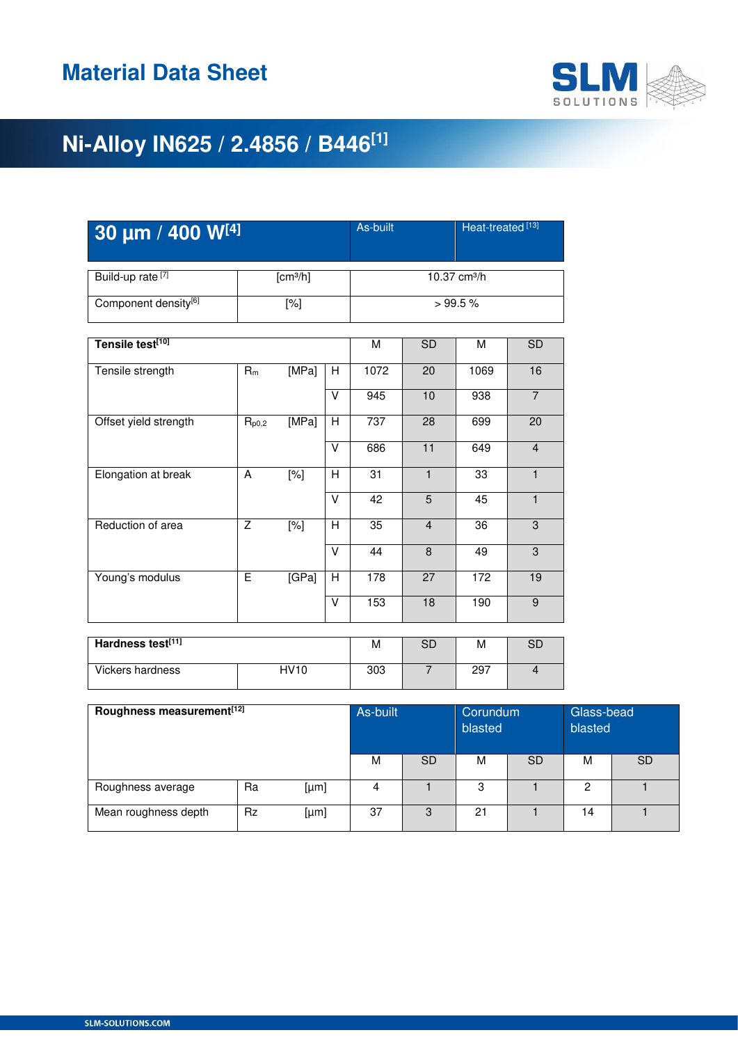# Material Data Sheet

## Ni-Alloy IN625 / 2.4856 / B446[1]

| 30 µm / 400 W[4] | | As-built | Heat-treated [13] |
|---|---|---|---|
| Build-up rate [7] | [cm³/h] | 10.37 cm³/h | |
| Component density[6] | [%] | > 99.5 % | |

| Tensile test[10] | | | | M | SD | M | SD |
|---|---|---|---|---|---|---|---|
| Tensile strength | $R_m$ | [MPa] | H | 1072 | 20 | 1069 | 16 |
| | | | V | 945 | 10 | 938 | 7 |
| Offset yield strength | $R_{p0,2}$ | [MPa] | H | 737 | 28 | 699 | 20 |
| | | | V | 686 | 11 | 649 | 4 |
| Elongation at break | A | [%] | H | 31 | 1 | 33 | 1 |
| | | | V | 42 | 5 | 45 | 1 |
| Reduction of area | Z | [%] | H | 35 | 4 | 36 | 3 |
| | | | V | 44 | 8 | 49 | 3 |
| Young's modulus | E | [GPa] | H | 178 | 27 | 172 | 19 |
| | | | V | 153 | 18 | 190 | 9 |

| Hardness test[11] | | M | SD | M | SD |
|---|---|---|---|---|---|
| Vickers hardness | HV10 | 303 | 7 | 297 | 4 |

| Roughness measurement[12] | | | As-built | | Corundum blasted | | Glass-bead blasted | |
|---|---|---|---|---|---|---|---|---|
| | | | M | SD | M | SD | M | SD |
| Roughness average | Ra | [µm] | 4 | 1 | 3 | 1 | 2 | 1 |
| Mean roughness depth | Rz | [µm] | 37 | 3 | 21 | 1 | 14 | 1 |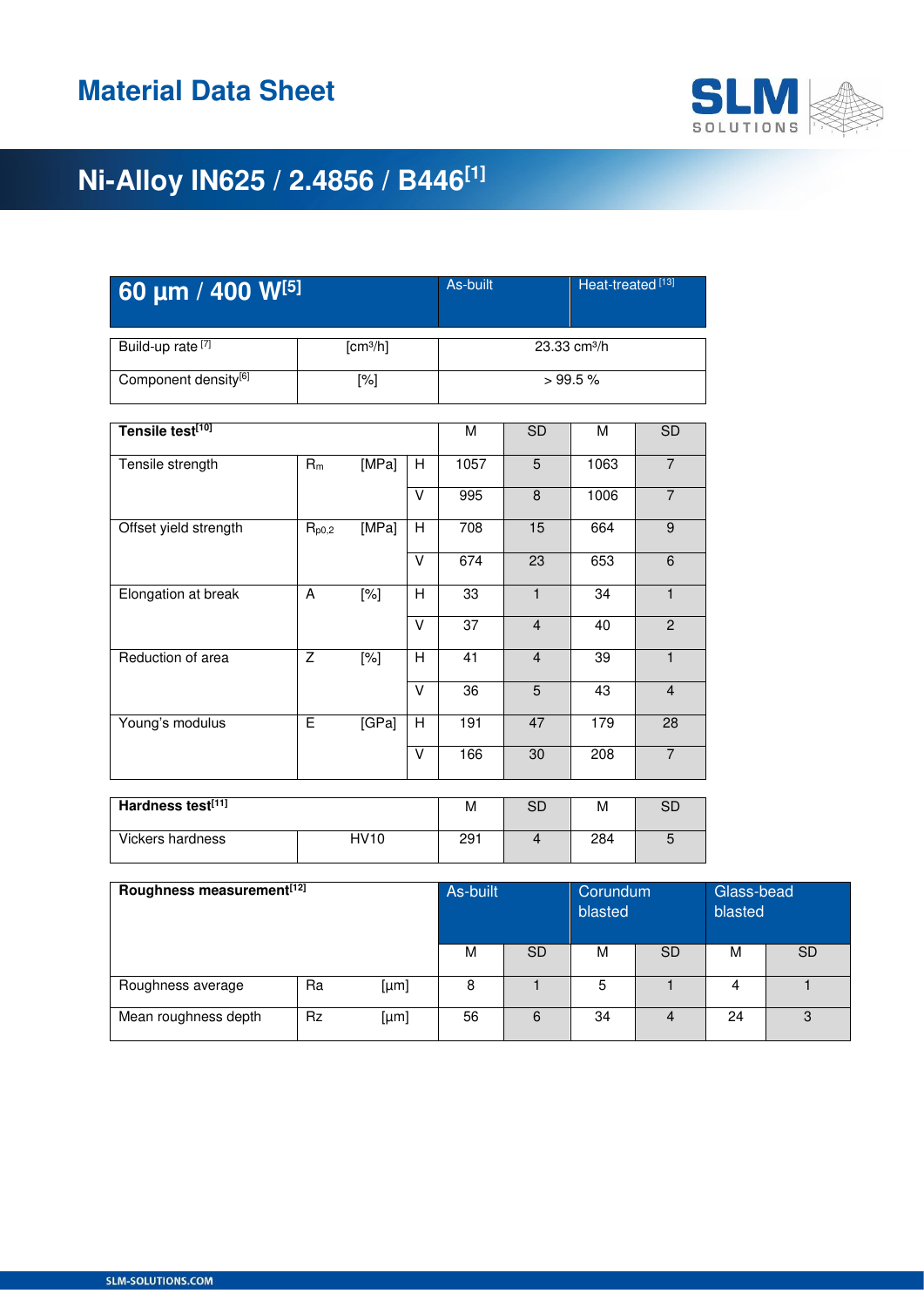# Material Data Sheet

## Ni-Alloy IN625 / 2.4856 / B446[1]

| 60 µm / 400 W[5] | | As-built | Heat-treated [13] |
|---|---|---|---|
| Build-up rate [7] | [cm³/h] | 23.33 cm³/h | |
| Component density[6] | [%] | > 99.5 % | |

| Tensile test[10] | | | | M | SD | M | SD |
|---|---|---|---|---|---|---|---|
| Tensile strength | $R_m$ | [MPa] | H | 1057 | 5 | 1063 | 7 |
| | | | V | 995 | 8 | 1006 | 7 |
| Offset yield strength | $R_{p0,2}$ | [MPa] | H | 708 | 15 | 664 | 9 |
| | | | V | 674 | 23 | 653 | 6 |
| Elongation at break | A | [%] | H | 33 | 1 | 34 | 1 |
| | | | V | 37 | 4 | 40 | 2 |
| Reduction of area | Z | [%] | H | 41 | 4 | 39 | 1 |
| | | | V | 36 | 5 | 43 | 4 |
| Young's modulus | E | [GPa] | H | 191 | 47 | 179 | 28 |
| | | | V | 166 | 30 | 208 | 7 |

| Hardness test[11] | | M | SD | M | SD |
|---|---|---|---|---|---|
| Vickers hardness | HV10 | 291 | 4 | 284 | 5 |

| Roughness measurement[12] | | | As-built | | Corundum blasted | | Glass-bead blasted | |
|---|---|---|---|---|---|---|---|---|
| | | | M | SD | M | SD | M | SD |
| Roughness average | Ra | [µm] | 8 | 1 | 5 | 1 | 4 | 1 |
| Mean roughness depth | Rz | [µm] | 56 | 6 | 34 | 4 | 24 | 3 |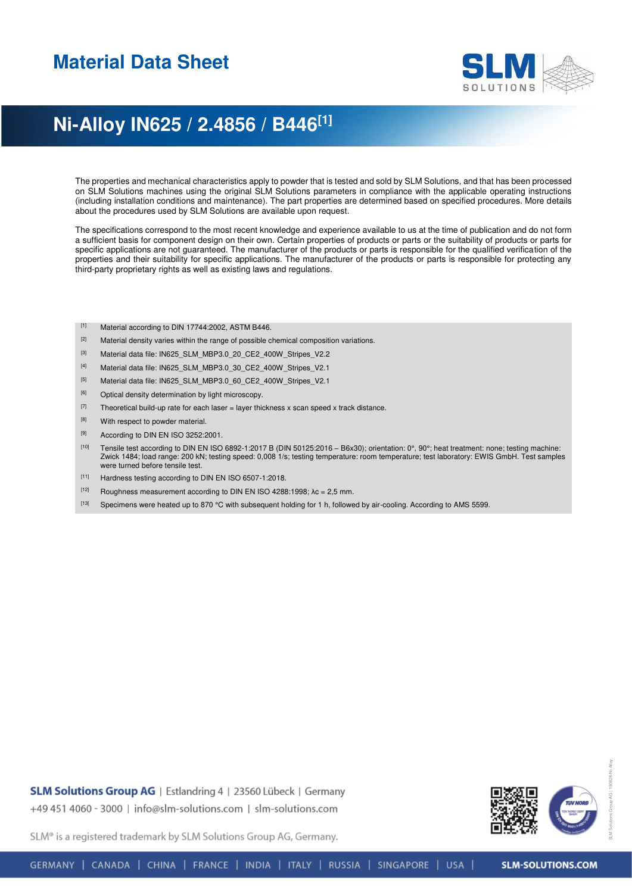# Material Data Sheet

## Ni-Alloy IN625 / 2.4856 / B446[1]

The properties and mechanical characteristics apply to powder that is tested and sold by SLM Solutions, and that has been processed on SLM Solutions machines using the original SLM Solutions parameters in compliance with the applicable operating instructions (including installation conditions and maintenance). The part properties are determined based on specified procedures. More details about the procedures used by SLM Solutions are available upon request.

The specifications correspond to the most recent knowledge and experience available to us at the time of publication and do not form a sufficient basis for component design on their own. Certain properties of products or parts or the suitability of products or parts for specific applications are not guaranteed. The manufacturer of the products or parts is responsible for the qualified verification of the properties and their suitability for specific applications. The manufacturer of the products or parts is responsible for protecting any third-party proprietary rights as well as existing laws and regulations.

[1] Material according to DIN 17744:2002, ASTM B446.

[2] Material density varies within the range of possible chemical composition variations.

[3] Material data file: IN625_SLM_MBP3.0_20_CE2_400W_Stripes_V2.2

[4] Material data file: IN625_SLM_MBP3.0_30_CE2_400W_Stripes_V2.1

[5] Material data file: IN625_SLM_MBP3.0_60_CE2_400W_Stripes_V2.1

[6] Optical density determination by light microscopy.

[7] Theoretical build-up rate for each laser = layer thickness x scan speed x track distance.

[8] With respect to powder material.

[9] According to DIN EN ISO 3252:2001.

[10] Tensile test according to DIN EN ISO 6892-1:2017 B (DIN 50125:2016 – B6x30); orientation: 0°, 90°; heat treatment: none; testing machine: Zwick 1484; load range: 200 kN; testing speed: 0,008 1/s; testing temperature: room temperature; test laboratory: EWIS GmbH. Test samples were turned before tensile test.

[11] Hardness testing according to DIN EN ISO 6507-1:2018.

[12] Roughness measurement according to DIN EN ISO 4288:1998; λc = 2,5 mm.

[13] Specimens were heated up to 870 °C with subsequent holding for 1 h, followed by air-cooling. According to AMS 5599.

**SLM Solutions Group AG** | Estlandring 4 | 23560 Lübeck | Germany
+49 451 4060 - 3000 | info@slm-solutions.com | slm-solutions.com

SLM® is a registered trademark by SLM Solutions Group AG, Germany.

GERMANY | CANADA | CHINA | FRANCE | INDIA | ITALY | RUSSIA | SINGAPORE | USA | **SLM-SOLUTIONS.COM**